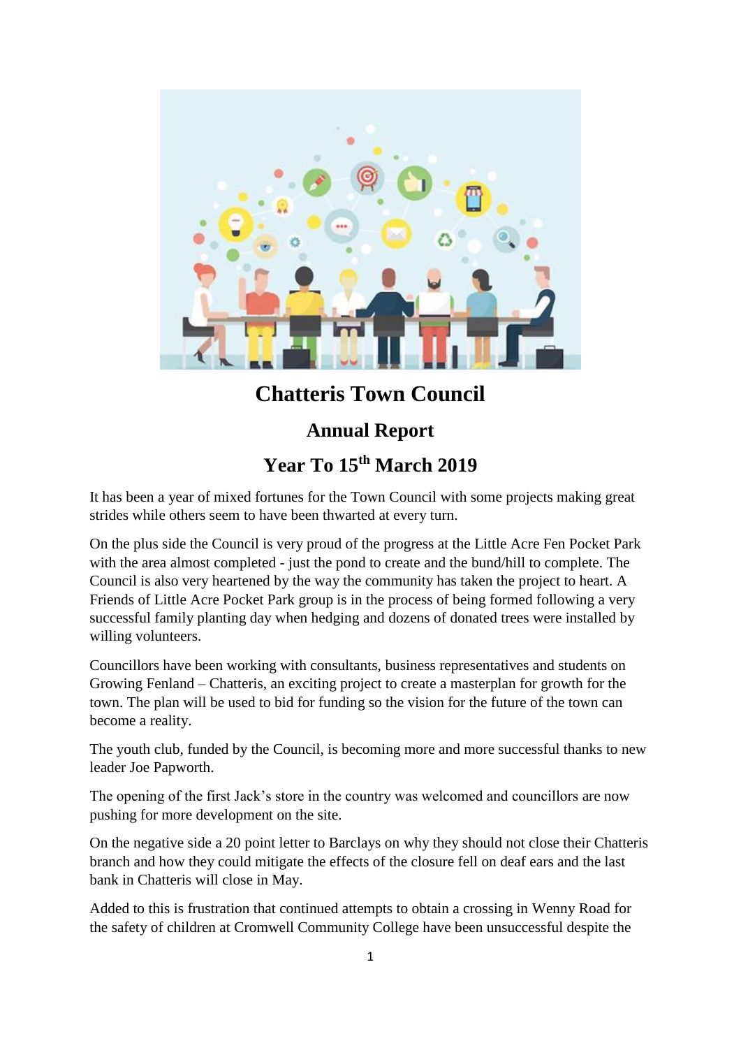# Chatteris Town Council

## Annual Report

## Year To 15th March 2019

It has been a year of mixed fortunes for the Town Council with some projects making great strides while others seem to have been thwarted at every turn.

On the plus side the Council is very proud of the progress at the Little Acre Fen Pocket Park with the area almost completed - just the pond to create and the bund/hill to complete. The Council is also very heartened by the way the community has taken the project to heart. A Friends of Little Acre Pocket Park group is in the process of being formed following a very successful family planting day when hedging and dozens of donated trees were installed by willing volunteers.

Councillors have been working with consultants, business representatives and students on Growing Fenland – Chatteris, an exciting project to create a masterplan for growth for the town. The plan will be used to bid for funding so the vision for the future of the town can become a reality.

The youth club, funded by the Council, is becoming more and more successful thanks to new leader Joe Papworth.

The opening of the first Jack's store in the country was welcomed and councillors are now pushing for more development on the site.

On the negative side a 20 point letter to Barclays on why they should not close their Chatteris branch and how they could mitigate the effects of the closure fell on deaf ears and the last bank in Chatteris will close in May.

Added to this is frustration that continued attempts to obtain a crossing in Wenny Road for the safety of children at Cromwell Community College have been unsuccessful despite the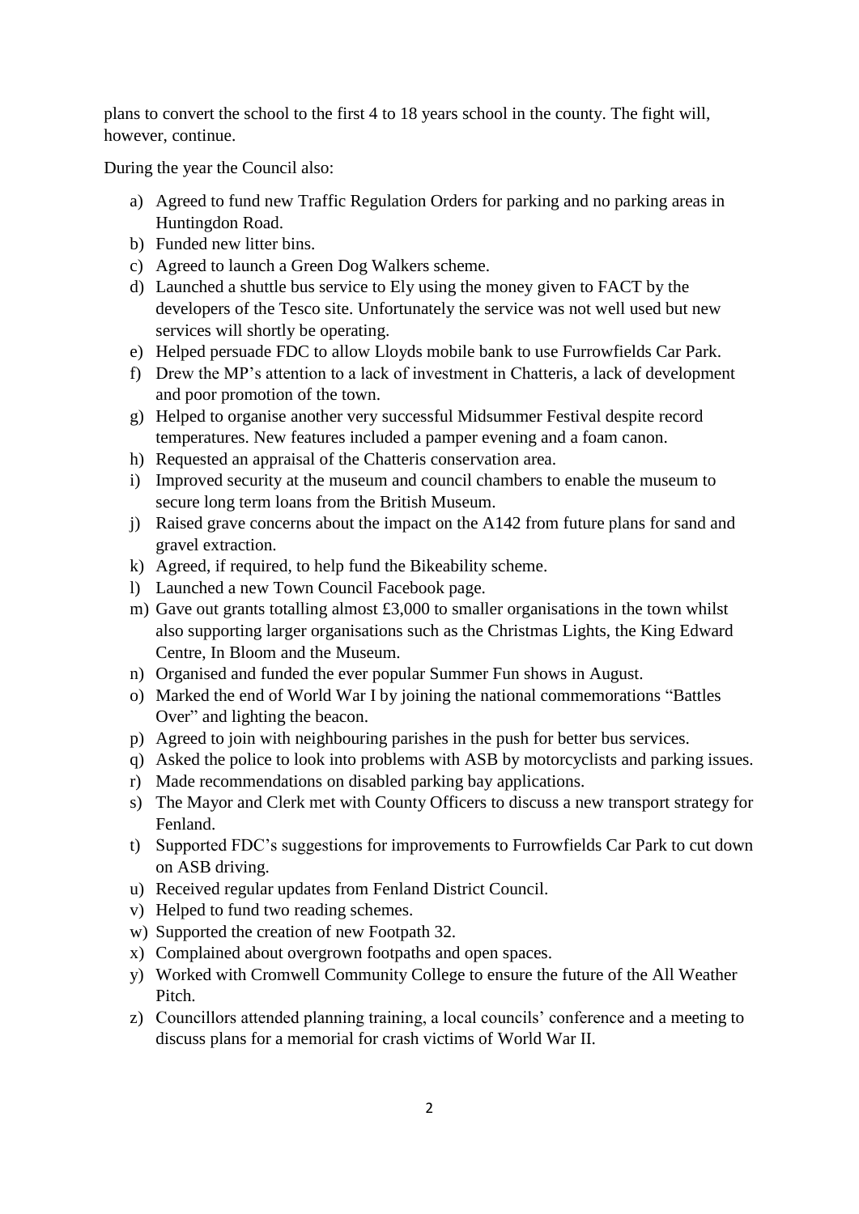plans to convert the school to the first 4 to 18 years school in the county. The fight will, however, continue.

During the year the Council also:

a) Agreed to fund new Traffic Regulation Orders for parking and no parking areas in Huntingdon Road.
b) Funded new litter bins.
c) Agreed to launch a Green Dog Walkers scheme.
d) Launched a shuttle bus service to Ely using the money given to FACT by the developers of the Tesco site. Unfortunately the service was not well used but new services will shortly be operating.
e) Helped persuade FDC to allow Lloyds mobile bank to use Furrowfields Car Park.
f) Drew the MP's attention to a lack of investment in Chatteris, a lack of development and poor promotion of the town.
g) Helped to organise another very successful Midsummer Festival despite record temperatures. New features included a pamper evening and a foam canon.
h) Requested an appraisal of the Chatteris conservation area.
i) Improved security at the museum and council chambers to enable the museum to secure long term loans from the British Museum.
j) Raised grave concerns about the impact on the A142 from future plans for sand and gravel extraction.
k) Agreed, if required, to help fund the Bikeability scheme.
l) Launched a new Town Council Facebook page.
m) Gave out grants totalling almost £3,000 to smaller organisations in the town whilst also supporting larger organisations such as the Christmas Lights, the King Edward Centre, In Bloom and the Museum.
n) Organised and funded the ever popular Summer Fun shows in August.
o) Marked the end of World War I by joining the national commemorations "Battles Over" and lighting the beacon.
p) Agreed to join with neighbouring parishes in the push for better bus services.
q) Asked the police to look into problems with ASB by motorcyclists and parking issues.
r) Made recommendations on disabled parking bay applications.
s) The Mayor and Clerk met with County Officers to discuss a new transport strategy for Fenland.
t) Supported FDC's suggestions for improvements to Furrowfields Car Park to cut down on ASB driving.
u) Received regular updates from Fenland District Council.
v) Helped to fund two reading schemes.
w) Supported the creation of new Footpath 32.
x) Complained about overgrown footpaths and open spaces.
y) Worked with Cromwell Community College to ensure the future of the All Weather Pitch.
z) Councillors attended planning training, a local councils' conference and a meeting to discuss plans for a memorial for crash victims of World War II.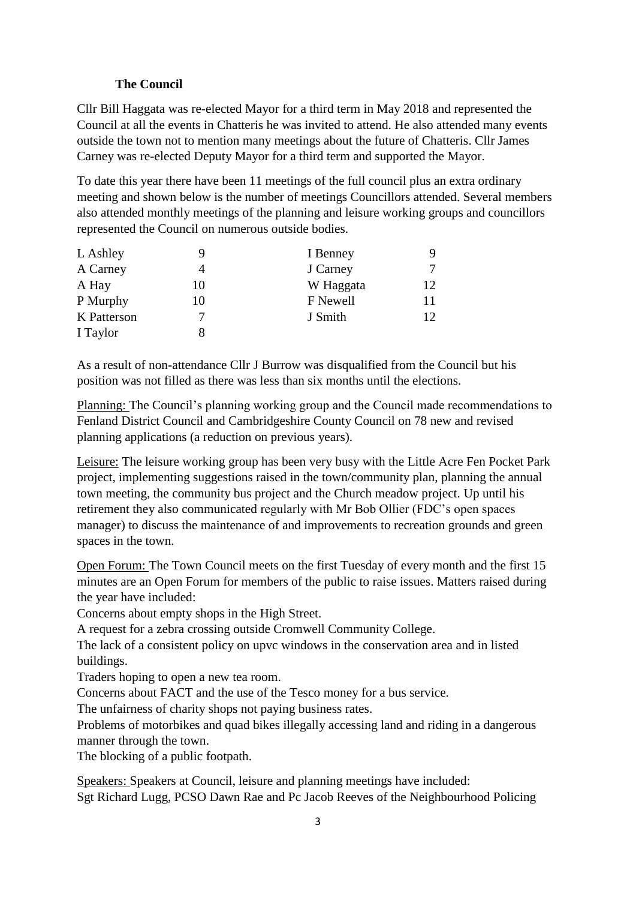**The Council**

Cllr Bill Haggata was re-elected Mayor for a third term in May 2018 and represented the Council at all the events in Chatteris he was invited to attend. He also attended many events outside the town not to mention many meetings about the future of Chatteris. Cllr James Carney was re-elected Deputy Mayor for a third term and supported the Mayor.

To date this year there have been 11 meetings of the full council plus an extra ordinary meeting and shown below is the number of meetings Councillors attended. Several members also attended monthly meetings of the planning and leisure working groups and councillors represented the Council on numerous outside bodies.

| | | | |
|---|---|---|---|
| L Ashley | 9 | I Benney | 9 |
| A Carney | 4 | J Carney | 7 |
| A Hay | 10 | W Haggata | 12 |
| P Murphy | 10 | F Newell | 11 |
| K Patterson | 7 | J Smith | 12 |
| I Taylor | 8 | | |

As a result of non-attendance Cllr J Burrow was disqualified from the Council but his position was not filled as there was less than six months until the elections.

Planning: The Council's planning working group and the Council made recommendations to Fenland District Council and Cambridgeshire County Council on 78 new and revised planning applications (a reduction on previous years).

Leisure: The leisure working group has been very busy with the Little Acre Fen Pocket Park project, implementing suggestions raised in the town/community plan, planning the annual town meeting, the community bus project and the Church meadow project. Up until his retirement they also communicated regularly with Mr Bob Ollier (FDC's open spaces manager) to discuss the maintenance of and improvements to recreation grounds and green spaces in the town.

Open Forum: The Town Council meets on the first Tuesday of every month and the first 15 minutes are an Open Forum for members of the public to raise issues. Matters raised during the year have included:

Concerns about empty shops in the High Street.

A request for a zebra crossing outside Cromwell Community College.

The lack of a consistent policy on upvc windows in the conservation area and in listed buildings.

Traders hoping to open a new tea room.

Concerns about FACT and the use of the Tesco money for a bus service.

The unfairness of charity shops not paying business rates.

Problems of motorbikes and quad bikes illegally accessing land and riding in a dangerous manner through the town.

The blocking of a public footpath.

Speakers: Speakers at Council, leisure and planning meetings have included:

Sgt Richard Lugg, PCSO Dawn Rae and Pc Jacob Reeves of the Neighbourhood Policing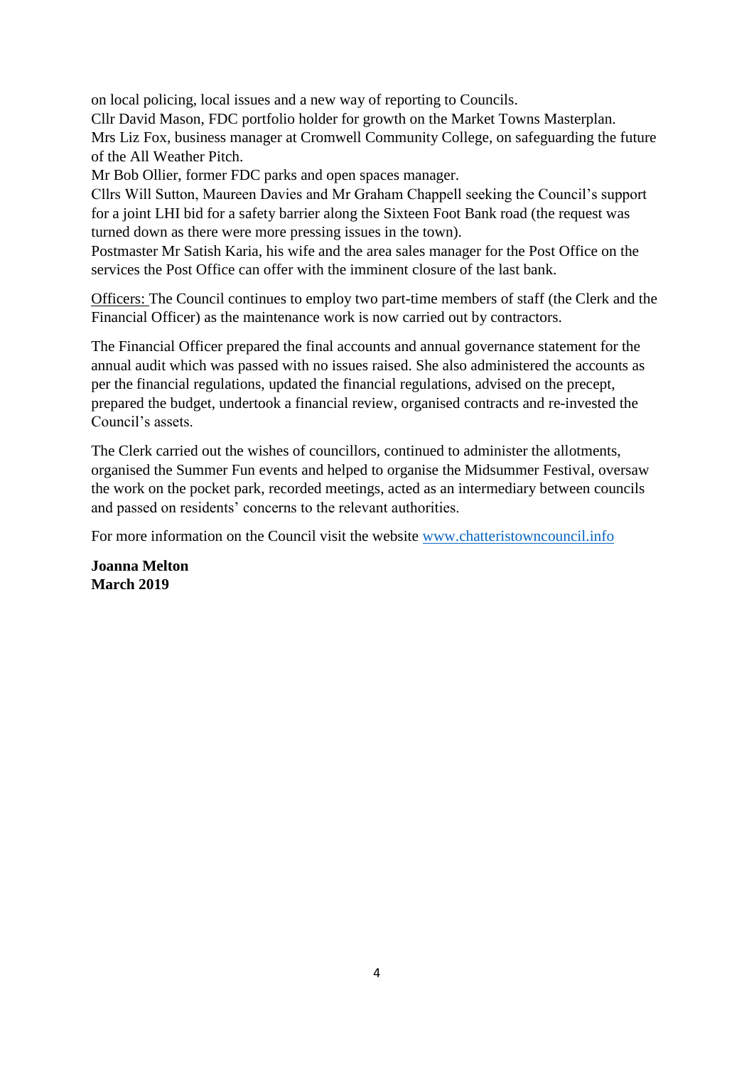on local policing, local issues and a new way of reporting to Councils.
Cllr David Mason, FDC portfolio holder for growth on the Market Towns Masterplan.
Mrs Liz Fox, business manager at Cromwell Community College, on safeguarding the future of the All Weather Pitch.
Mr Bob Ollier, former FDC parks and open spaces manager.
Cllrs Will Sutton, Maureen Davies and Mr Graham Chappell seeking the Council's support for a joint LHI bid for a safety barrier along the Sixteen Foot Bank road (the request was turned down as there were more pressing issues in the town).
Postmaster Mr Satish Karia, his wife and the area sales manager for the Post Office on the services the Post Office can offer with the imminent closure of the last bank.

<u>Officers:</u> The Council continues to employ two part-time members of staff (the Clerk and the Financial Officer) as the maintenance work is now carried out by contractors.

The Financial Officer prepared the final accounts and annual governance statement for the annual audit which was passed with no issues raised. She also administered the accounts as per the financial regulations, updated the financial regulations, advised on the precept, prepared the budget, undertook a financial review, organised contracts and re-invested the Council's assets.

The Clerk carried out the wishes of councillors, continued to administer the allotments, organised the Summer Fun events and helped to organise the Midsummer Festival, oversaw the work on the pocket park, recorded meetings, acted as an intermediary between councils and passed on residents' concerns to the relevant authorities.

For more information on the Council visit the website [www.chatteristowncouncil.info](http://www.chatteristowncouncil.info)

**Joanna Melton**
**March 2019**